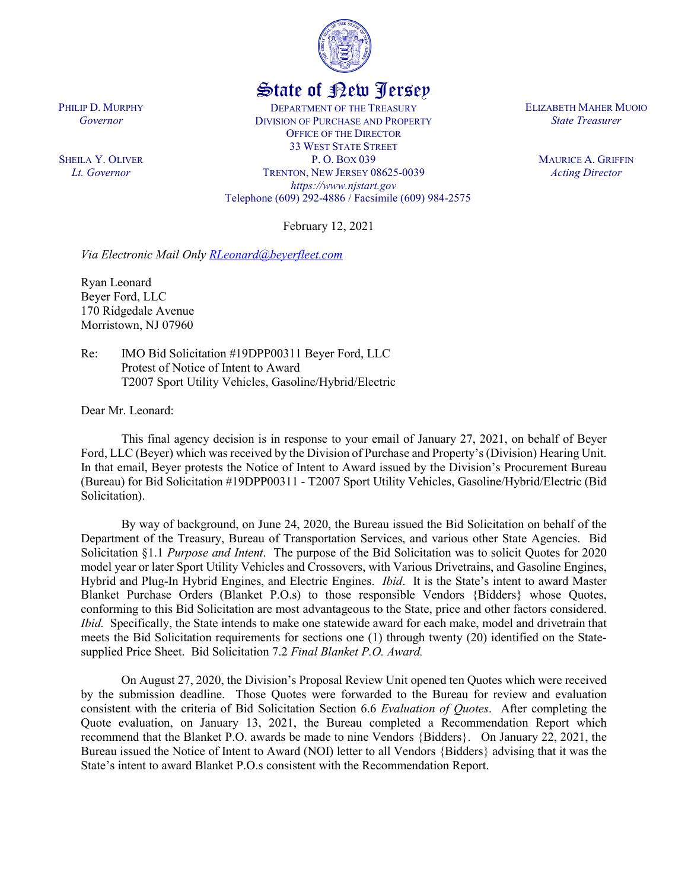# State of New Jersey

PHILIP D. MURPHY
*Governor*

SHEILA Y. OLIVER
*Lt. Governor*

DEPARTMENT OF THE TREASURY
DIVISION OF PURCHASE AND PROPERTY
OFFICE OF THE DIRECTOR
33 WEST STATE STREET
P. O. BOX 039
TRENTON, NEW JERSEY 08625-0039
*https://www.njstart.gov*
Telephone (609) 292-4886 / Facsimile (609) 984-2575

ELIZABETH MAHER MUOIO
*State Treasurer*

MAURICE A. GRIFFIN
*Acting Director*

February 12, 2021

*Via Electronic Mail Only RLeonard@beyerfleet.com*

Ryan Leonard
Beyer Ford, LLC
170 Ridgedale Avenue
Morristown, NJ 07960

Re: IMO Bid Solicitation #19DPP00311 Beyer Ford, LLC
Protest of Notice of Intent to Award
T2007 Sport Utility Vehicles, Gasoline/Hybrid/Electric

Dear Mr. Leonard:

This final agency decision is in response to your email of January 27, 2021, on behalf of Beyer Ford, LLC (Beyer) which was received by the Division of Purchase and Property's (Division) Hearing Unit. In that email, Beyer protests the Notice of Intent to Award issued by the Division's Procurement Bureau (Bureau) for Bid Solicitation #19DPP00311 - T2007 Sport Utility Vehicles, Gasoline/Hybrid/Electric (Bid Solicitation).

By way of background, on June 24, 2020, the Bureau issued the Bid Solicitation on behalf of the Department of the Treasury, Bureau of Transportation Services, and various other State Agencies. Bid Solicitation §1.1 *Purpose and Intent*. The purpose of the Bid Solicitation was to solicit Quotes for 2020 model year or later Sport Utility Vehicles and Crossovers, with Various Drivetrains, and Gasoline Engines, Hybrid and Plug-In Hybrid Engines, and Electric Engines. *Ibid*. It is the State's intent to award Master Blanket Purchase Orders (Blanket P.O.s) to those responsible Vendors {Bidders} whose Quotes, conforming to this Bid Solicitation are most advantageous to the State, price and other factors considered. *Ibid.* Specifically, the State intends to make one statewide award for each make, model and drivetrain that meets the Bid Solicitation requirements for sections one (1) through twenty (20) identified on the State-supplied Price Sheet. Bid Solicitation 7.2 *Final Blanket P.O. Award.*

On August 27, 2020, the Division's Proposal Review Unit opened ten Quotes which were received by the submission deadline. Those Quotes were forwarded to the Bureau for review and evaluation consistent with the criteria of Bid Solicitation Section 6.6 *Evaluation of Quotes*. After completing the Quote evaluation, on January 13, 2021, the Bureau completed a Recommendation Report which recommend that the Blanket P.O. awards be made to nine Vendors {Bidders}. On January 22, 2021, the Bureau issued the Notice of Intent to Award (NOI) letter to all Vendors {Bidders} advising that it was the State's intent to award Blanket P.O.s consistent with the Recommendation Report.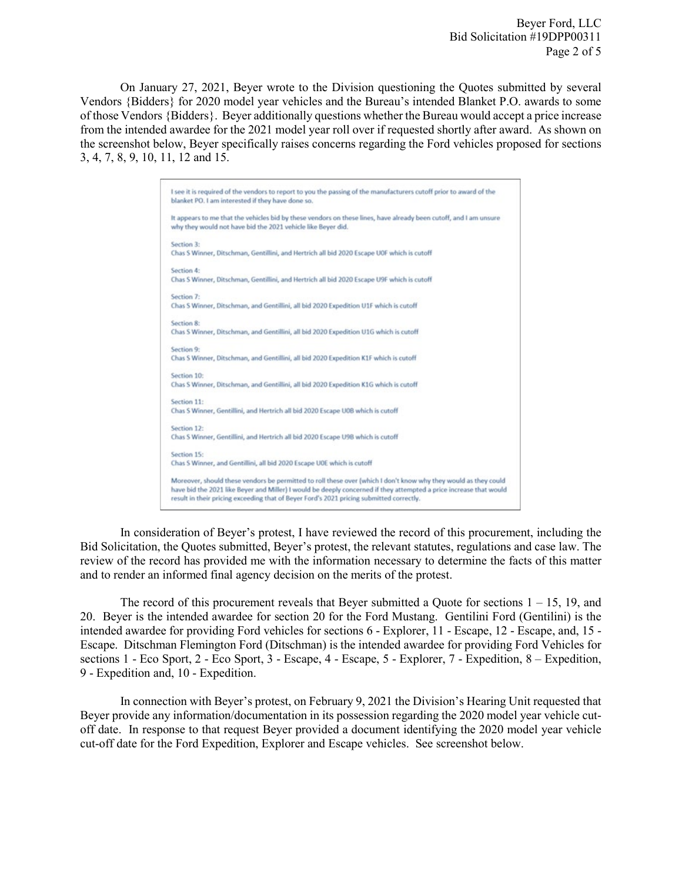On January 27, 2021, Beyer wrote to the Division questioning the Quotes submitted by several Vendors {Bidders} for 2020 model year vehicles and the Bureau's intended Blanket P.O. awards to some of those Vendors {Bidders}. Beyer additionally questions whether the Bureau would accept a price increase from the intended awardee for the 2021 model year roll over if requested shortly after award. As shown on the screenshot below, Beyer specifically raises concerns regarding the Ford vehicles proposed for sections 3, 4, 7, 8, 9, 10, 11, 12 and 15.

> I see it is required of the vendors to report to you the passing of the manufacturers cutoff prior to award of the blanket PO. I am interested if they have done so.
>
> It appears to me that the vehicles bid by these vendors on these lines, have already been cutoff, and I am unsure why they would not have bid the 2021 vehicle like Beyer did.
>
> Section 3:
> Chas S Winner, Ditschman, Gentillini, and Hertrich all bid 2020 Escape U0F which is cutoff
>
> Section 4:
> Chas S Winner, Ditschman, Gentillini, and Hertrich all bid 2020 Escape U9F which is cutoff
>
> Section 7:
> Chas S Winner, Ditschman, and Gentillini, all bid 2020 Expedition U1F which is cutoff
>
> Section 8:
> Chas S Winner, Ditschman, and Gentillini, all bid 2020 Expedition U1G which is cutoff
>
> Section 9:
> Chas S Winner, Ditschman, and Gentillini, all bid 2020 Expedition K1F which is cutoff
>
> Section 10:
> Chas S Winner, Ditschman, and Gentillini, all bid 2020 Expedition K1G which is cutoff
>
> Section 11:
> Chas S Winner, Gentillini, and Hertrich all bid 2020 Escape U0B which is cutoff
>
> Section 12:
> Chas S Winner, Gentillini, and Hertrich all bid 2020 Escape U9B which is cutoff
>
> Section 15:
> Chas S Winner, and Gentillini, all bid 2020 Escape U0E which is cutoff
>
> Moreover, should these vendors be permitted to roll these over (which I don't know why they would as they could have bid the 2021 like Beyer and Miller) I would be deeply concerned if they attempted a price increase that would result in their pricing exceeding that of Beyer Ford's 2021 pricing submitted correctly.

In consideration of Beyer's protest, I have reviewed the record of this procurement, including the Bid Solicitation, the Quotes submitted, Beyer's protest, the relevant statutes, regulations and case law. The review of the record has provided me with the information necessary to determine the facts of this matter and to render an informed final agency decision on the merits of the protest.

The record of this procurement reveals that Beyer submitted a Quote for sections 1 – 15, 19, and 20. Beyer is the intended awardee for section 20 for the Ford Mustang. Gentilini Ford (Gentilini) is the intended awardee for providing Ford vehicles for sections 6 - Explorer, 11 - Escape, 12 - Escape, and, 15 - Escape. Ditschman Flemington Ford (Ditschman) is the intended awardee for providing Ford Vehicles for sections 1 - Eco Sport, 2 - Eco Sport, 3 - Escape, 4 - Escape, 5 - Explorer, 7 - Expedition, 8 – Expedition, 9 - Expedition and, 10 - Expedition.

In connection with Beyer's protest, on February 9, 2021 the Division's Hearing Unit requested that Beyer provide any information/documentation in its possession regarding the 2020 model year vehicle cut-off date. In response to that request Beyer provided a document identifying the 2020 model year vehicle cut-off date for the Ford Expedition, Explorer and Escape vehicles. See screenshot below.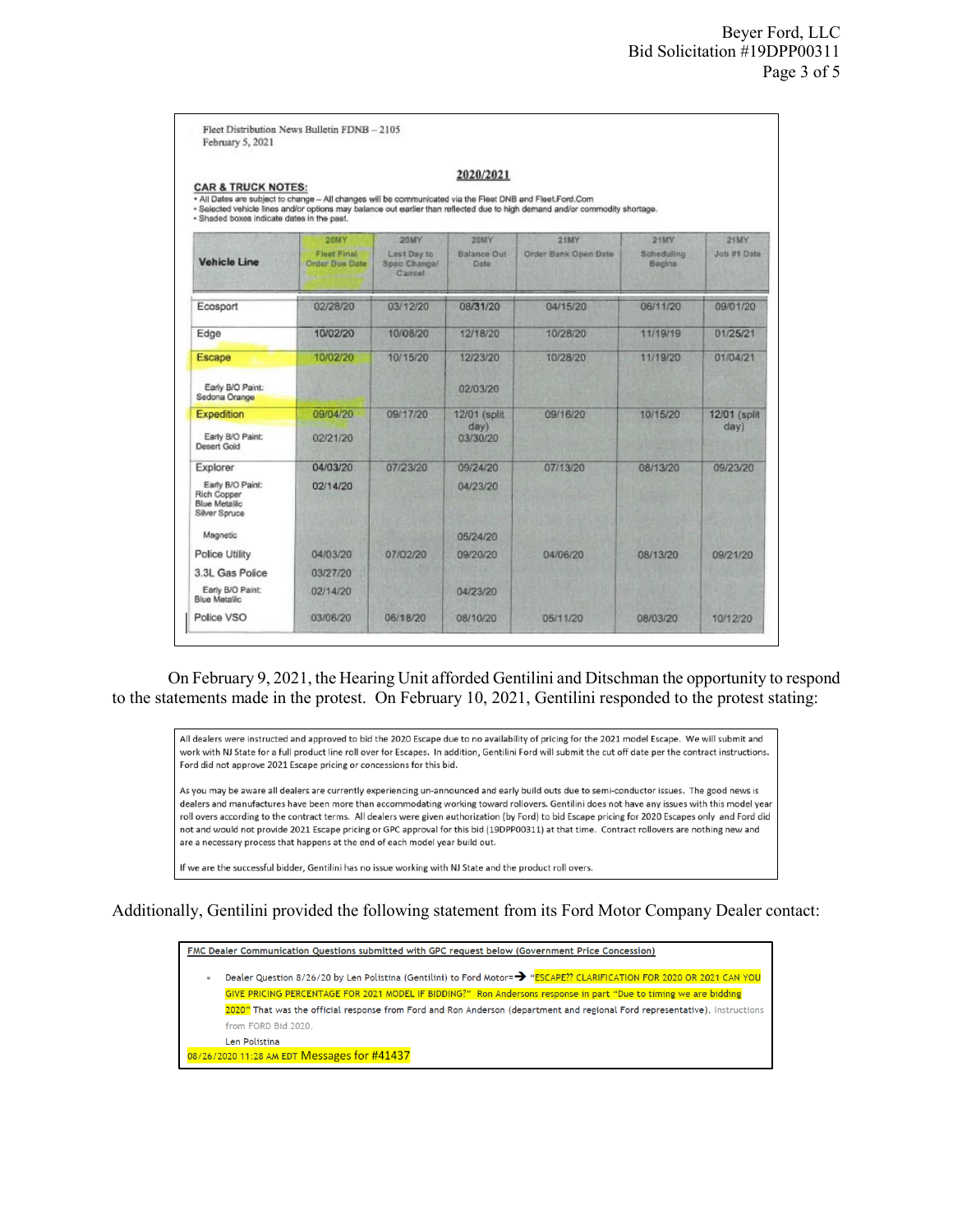Fleet Distribution News Bulletin FDNB – 2105
February 5, 2021

**2020/2021**

**CAR & TRUCK NOTES:**

- All Dates are subject to change – All changes will be communicated via the Fleet DNB and Fleet.Ford.Com
- Selected vehicle lines and/or options may balance out earlier than reflected due to high demand and/or commodity shortage.
- Shaded boxes indicate dates in the past.

| Vehicle Line | 20MY Fleet Final Order Due Date | 20MY Last Day to Spec Change/ Cancel | 20MY Balance Out Date | 21MY Order Bank Open Date | 21MY Scheduling Begins | 21MY Job #1 Date |
|---|---|---|---|---|---|---|
| Ecosport | 02/28/20 | 03/12/20 | 08/31/20 | 04/15/20 | 06/11/20 | 09/01/20 |
| Edge | 10/02/20 | 10/08/20 | 12/18/20 | 10/28/20 | 11/19/19 | 01/25/21 |
| Escape | 10/02/20 | 10/15/20 | 12/23/20 | 10/28/20 | 11/19/20 | 01/04/21 |
| Early B/O Paint: Sedona Orange | | | 02/03/20 | | | |
| Expedition | 09/04/20 | 09/17/20 | 12/01 (split day) | 09/16/20 | 10/15/20 | 12/01 (split day) |
| Early B/O Paint: Desert Gold | 02/21/20 | | 03/30/20 | | | |
| Explorer | 04/03/20 | 07/23/20 | 09/24/20 | 07/13/20 | 08/13/20 | 09/23/20 |
| Early B/O Paint: Rich Copper Blue Metallic Silver Spruce | 02/14/20 | | 04/23/20 | | | |
| Magnetic | | | 05/24/20 | | | |
| Police Utility | 04/03/20 | 07/02/20 | 09/20/20 | 04/06/20 | 08/13/20 | 09/21/20 |
| 3.3L Gas Police | 03/27/20 | | | | | |
| Early B/O Paint: Blue Metallic | 02/14/20 | | 04/23/20 | | | |
| Police VSO | 03/06/20 | 06/18/20 | 08/10/20 | 05/11/20 | 08/03/20 | 10/12/20 |

On February 9, 2021, the Hearing Unit afforded Gentilini and Ditschman the opportunity to respond to the statements made in the protest. On February 10, 2021, Gentilini responded to the protest stating:

> All dealers were instructed and approved to bid the 2020 Escape due to no availability of pricing for the 2021 model Escape. We will submit and work with NJ State for a full product line roll over for Escapes. In addition, Gentilini Ford will submit the cut off date per the contract instructions. Ford did not approve 2021 Escape pricing or concessions for this bid.
>
> As you may be aware all dealers are currently experiencing un-announced and early build outs due to semi-conductor issues. The good news is dealers and manufactures have been more than accommodating working toward rollovers. Gentilini does not have any issues with this model year roll overs according to the contract terms. All dealers were given authorization (by Ford) to bid Escape pricing for 2020 Escapes only and Ford did not and would not provide 2021 Escape pricing or GPC approval for this bid (19DPP00311) at that time. Contract rollovers are nothing new and are a necessary process that happens at the end of each model year build out.
>
> If we are the successful bidder, Gentilini has no issue working with NJ State and the product roll overs.

Additionally, Gentilini provided the following statement from its Ford Motor Company Dealer contact:

> **FMC Dealer Communication Questions submitted with GPC request below (Government Price Concession)**
>
> - Dealer Question 8/26/20 by Len Polistina (Gentilini) to Ford Motor=→ "ESCAPE?? CLARIFICATION FOR 2020 OR 2021 CAN YOU GIVE PRICING PERCENTAGE FOR 2021 MODEL IF BIDDING?" Ron Andersons response in part "Due to timing we are bidding 2020" That was the official response from Ford and Ron Anderson (department and regional Ford representative). Instructions from FORD Bid 2020.
>
>   Len Polistina
>
> 08/26/2020 11:28 AM EDT Messages for #41437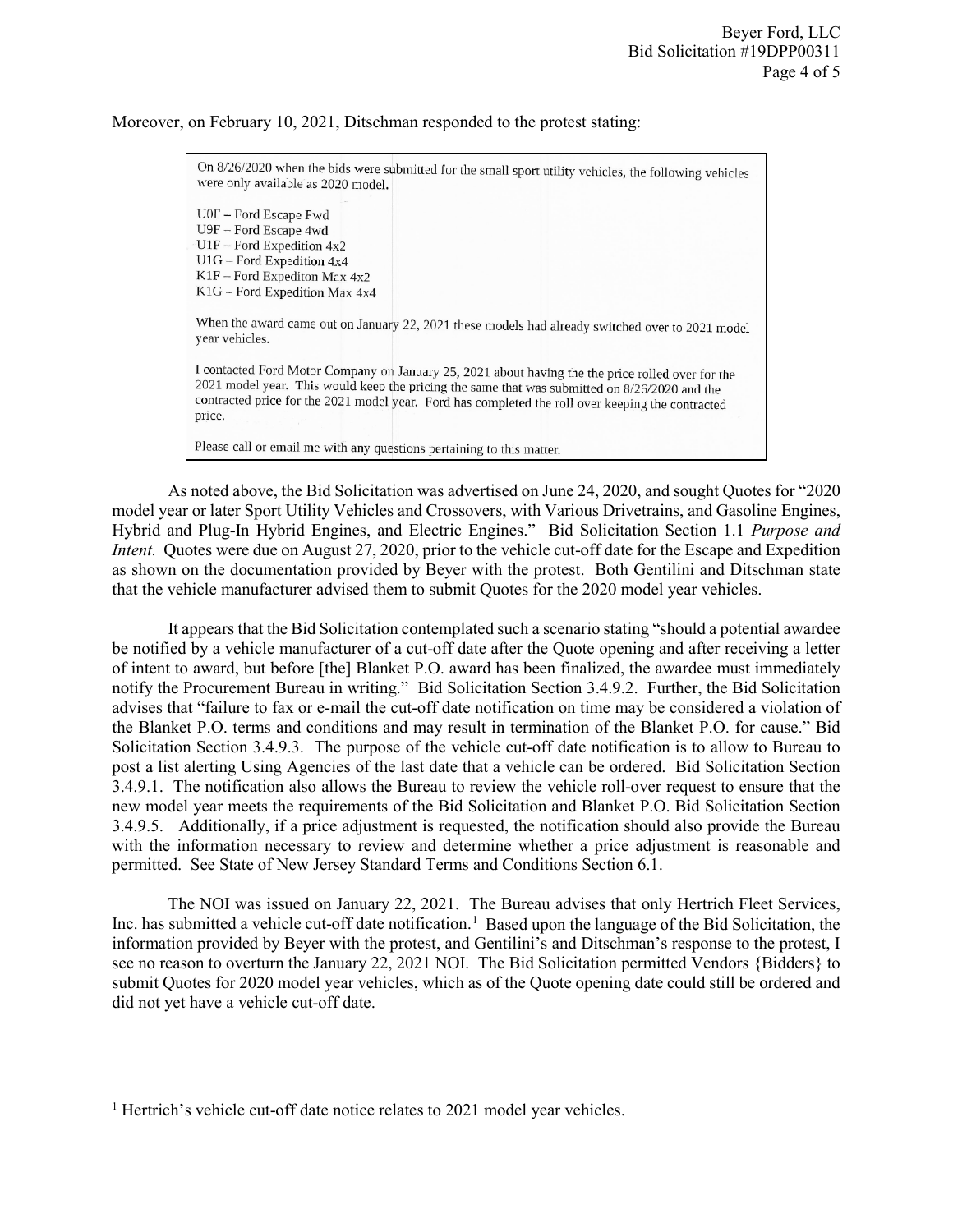Moreover, on February 10, 2021, Ditschman responded to the protest stating:

> On 8/26/2020 when the bids were submitted for the small sport utility vehicles, the following vehicles were only available as 2020 model.
>
> U0F – Ford Escape Fwd
> U9F – Ford Escape 4wd
> U1F – Ford Expedition 4x2
> U1G – Ford Expedition 4x4
> K1F – Ford Expediton Max 4x2
> K1G – Ford Expedition Max 4x4
>
> When the award came out on January 22, 2021 these models had already switched over to 2021 model year vehicles.
>
> I contacted Ford Motor Company on January 25, 2021 about having the the price rolled over for the 2021 model year. This would keep the pricing the same that was submitted on 8/26/2020 and the contracted price for the 2021 model year. Ford has completed the roll over keeping the contracted price.
>
> Please call or email me with any questions pertaining to this matter.

As noted above, the Bid Solicitation was advertised on June 24, 2020, and sought Quotes for "2020 model year or later Sport Utility Vehicles and Crossovers, with Various Drivetrains, and Gasoline Engines, Hybrid and Plug-In Hybrid Engines, and Electric Engines." Bid Solicitation Section 1.1 *Purpose and Intent.* Quotes were due on August 27, 2020, prior to the vehicle cut-off date for the Escape and Expedition as shown on the documentation provided by Beyer with the protest. Both Gentilini and Ditschman state that the vehicle manufacturer advised them to submit Quotes for the 2020 model year vehicles.

It appears that the Bid Solicitation contemplated such a scenario stating "should a potential awardee be notified by a vehicle manufacturer of a cut-off date after the Quote opening and after receiving a letter of intent to award, but before [the] Blanket P.O. award has been finalized, the awardee must immediately notify the Procurement Bureau in writing." Bid Solicitation Section 3.4.9.2. Further, the Bid Solicitation advises that "failure to fax or e-mail the cut-off date notification on time may be considered a violation of the Blanket P.O. terms and conditions and may result in termination of the Blanket P.O. for cause." Bid Solicitation Section 3.4.9.3. The purpose of the vehicle cut-off date notification is to allow to Bureau to post a list alerting Using Agencies of the last date that a vehicle can be ordered. Bid Solicitation Section 3.4.9.1. The notification also allows the Bureau to review the vehicle roll-over request to ensure that the new model year meets the requirements of the Bid Solicitation and Blanket P.O. Bid Solicitation Section 3.4.9.5. Additionally, if a price adjustment is requested, the notification should also provide the Bureau with the information necessary to review and determine whether a price adjustment is reasonable and permitted. See State of New Jersey Standard Terms and Conditions Section 6.1.

The NOI was issued on January 22, 2021. The Bureau advises that only Hertrich Fleet Services, Inc. has submitted a vehicle cut-off date notification.[1] Based upon the language of the Bid Solicitation, the information provided by Beyer with the protest, and Gentilini's and Ditschman's response to the protest, I see no reason to overturn the January 22, 2021 NOI. The Bid Solicitation permitted Vendors {Bidders} to submit Quotes for 2020 model year vehicles, which as of the Quote opening date could still be ordered and did not yet have a vehicle cut-off date.

---

[1] Hertrich's vehicle cut-off date notice relates to 2021 model year vehicles.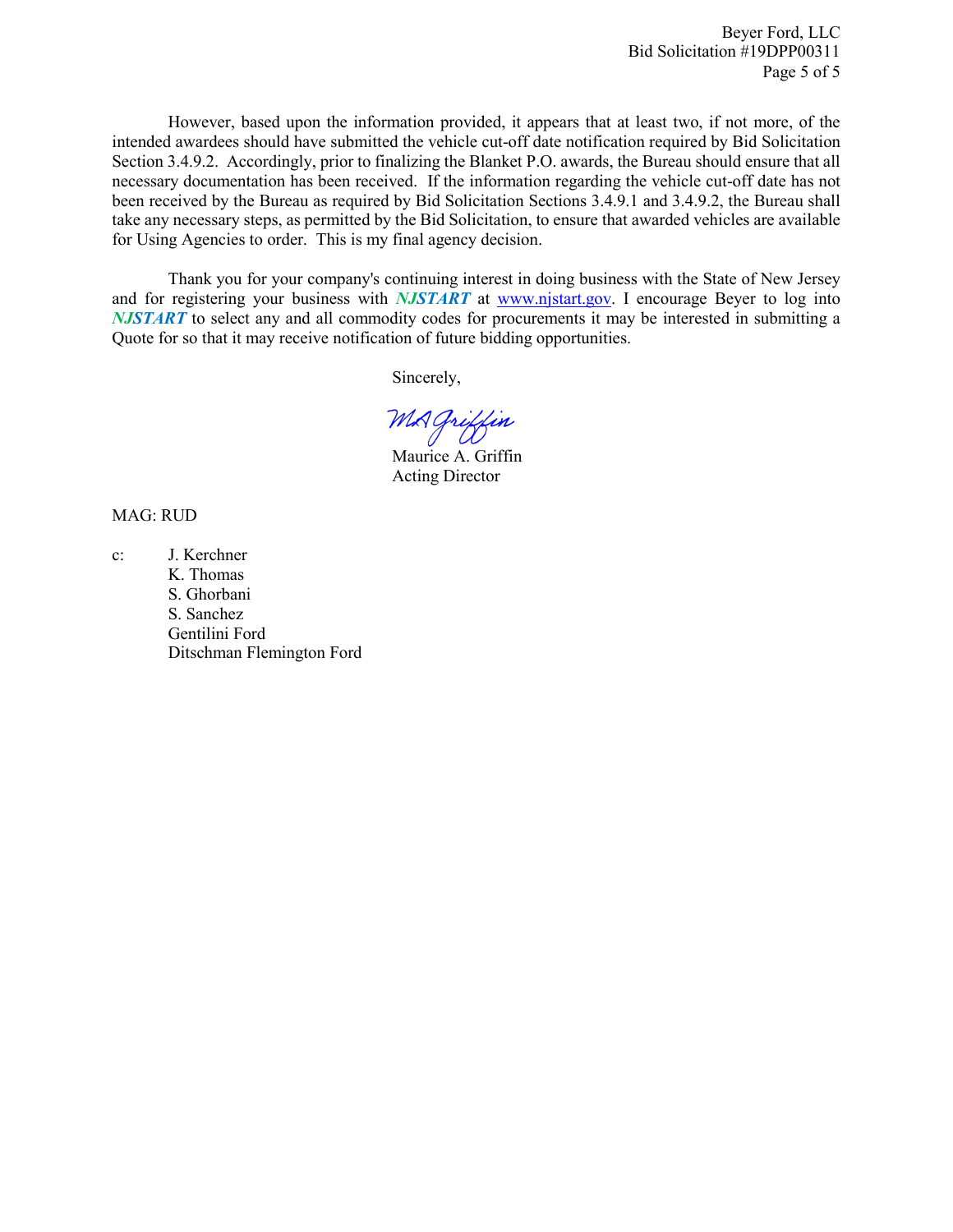However, based upon the information provided, it appears that at least two, if not more, of the intended awardees should have submitted the vehicle cut-off date notification required by Bid Solicitation Section 3.4.9.2. Accordingly, prior to finalizing the Blanket P.O. awards, the Bureau should ensure that all necessary documentation has been received. If the information regarding the vehicle cut-off date has not been received by the Bureau as required by Bid Solicitation Sections 3.4.9.1 and 3.4.9.2, the Bureau shall take any necessary steps, as permitted by the Bid Solicitation, to ensure that awarded vehicles are available for Using Agencies to order. This is my final agency decision.

Thank you for your company's continuing interest in doing business with the State of New Jersey and for registering your business with ***NJSTART*** at [www.njstart.gov](http://www.njstart.gov). I encourage Beyer to log into ***NJSTART*** to select any and all commodity codes for procurements it may be interested in submitting a Quote for so that it may receive notification of future bidding opportunities.

Sincerely,

MA Griffin

Maurice A. Griffin
Acting Director

MAG: RUD

c: J. Kerchner
K. Thomas
S. Ghorbani
S. Sanchez
Gentilini Ford
Ditschman Flemington Ford